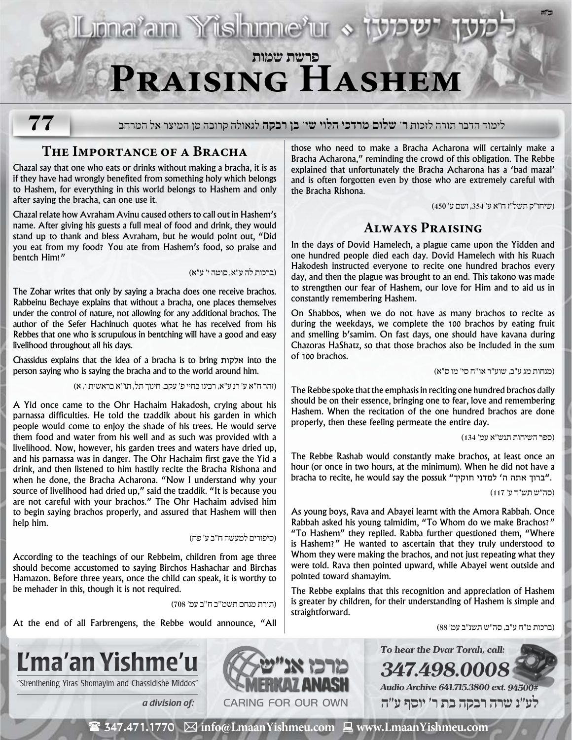בס"ד

# Praising Hashem

פרשת שמות

**77**

לימוד הדבר תורה לזכות ר' **שלום מרדכי הלוי שי' בן רבקה** לגאולה קרובה מן המיצר אל המרחב

## The Importance of a Bracha

Chazal say that one who eats or drinks without making a bracha, it is as if they have had wrongly benefited from something holy which belongs to Hashem, for everything in this world belongs to Hashem and only after saying the bracha, can one use it.

Chazal relate how Avraham Avinu caused others to call out in Hashem's name. After giving his guests a full meal of food and drink, they would stand up to thank and bless Avraham, but he would point out, "Did you eat from my food? You ate from Hashem's food, so praise and bentch Him!"

(ברכות לה ע"א, סוטה י' ע"א)

The Zohar writes that only by saying a bracha does one receive brachos. Rabbeinu Bechaye explains that without a bracha, one places themselves under the control of nature, not allowing for any additional brachos. The author of the Sefer Hachinuch quotes what he has received from his Rebbes that one who is scrupulous in bentching will have a good and easy livelihood throughout all his days.

Chassidus explains that the idea of a bracha is to bring אלקות into the person saying who is saying the bracha and to the world around him.

(זהר ח"א ע' רנ ע"א, רבינו בחיי פ' עקב, חינוך תל, תו"א בראשית ו, א)

A Yid once came to the Ohr Hachaim Hakadosh, crying about his parnassa difficulties. He told the tzaddik about his garden in which people would come to enjoy the shade of his trees. He would serve them food and water from his well and as such was provided with a livelihood. Now, however, his garden trees and waters have dried up, and his parnassa was in danger. The Ohr Hachaim first gave the Yid a drink, and then listened to him hastily recite the Bracha Rishona and when he done, the Bracha Acharona. "Now I understand why your source of livelihood had dried up," said the tzaddik. "It is because you are not careful with your brachos." The Ohr Hachaim advised him to begin saying brachos properly, and assured that Hashem will then help him.

(סיפורים למעשה ח"ב ע' פח)

According to the teachings of our Rebbeim, children from age three should become accustomed to saying Birchos Hashachar and Birchas Hamazon. Before three years, once the child can speak, it is worthy to be mehader in this, though it is not required.

(תורת מנחם תשמ"ב ח"ב עמ' 708)

At the end of all Farbrengens, the Rebbe would announce, "All those who need to make a Bracha Acharona will certainly make a Bracha Acharona," reminding the crowd of this obligation. The Rebbe explained that unfortunately the Bracha Acharona has a 'bad mazal' and is often forgotten even by those who are extremely careful with the Bracha Rishona.

(שיחו"ק תשל"ז ח"א ע' 354, ושם ע' 450)

## Always Praising

In the days of Dovid Hamelech, a plague came upon the Yidden and one hundred people died each day. Dovid Hamelech with his Ruach Hakodesh instructed everyone to recite one hundred brachos every day, and then the plague was brought to an end. This takono was made to strengthen our fear of Hashem, our love for Him and to aid us in constantly remembering Hashem.

On Shabbos, when we do not have as many brachos to recite as during the weekdays, we complete the 100 brachos by eating fruit and smelling b'samim. On fast days, one should have kavana during Chazoras HaShatz, so that those brachos also be included in the sum of 100 brachos.

(מנחות מג ע"ב, שוע"ר או"ח סי' מו ס"א)

The Rebbe spoke that the emphasis in reciting one hundred brachos daily should be on their essence, bringing one to fear, love and remembering Hashem. When the recitation of the one hundred brachos are done properly, then these feeling permeate the entire day.

(ספר השיחות תנש"א עמ' 134)

The Rebbe Rashab would constantly make brachos, at least once an hour (or once in two hours, at the minimum). When he did not have a bracha to recite, he would say the possuk "ברוך אתה ה' למדני חוקיך".

(סה"ש תש"ד ע' 117)

As young boys, Rava and Abayei learnt with the Amora Rabbah. Once Rabbah asked his young talmidim, "To Whom do we make Brachos?" "To Hashem" they replied. Rabba further questioned them, "Where is Hashem?" He wanted to ascertain that they truly understood to Whom they were making the brachos, and not just repeating what they were told. Rava then pointed upward, while Abayei went outside and pointed toward shamayim.

The Rebbe explains that this recognition and appreciation of Hashem is greater by children, for their understanding of Hashem is simple and straightforward.

(ברכות מ"ח ע"ב, סה"ש תשנ"ב עמ' 88)

---

**L'ma'an Yishme'u**
"Strenthening Yiras Shomayim and Chassidishe Middos"
*a division of:* מרכז אנ"ש MERKAZ ANASH — CARING FOR OUR OWN

*To hear the Dvar Torah, call:* ***347.498.0008***
*Audio Archive 641.715.3800 ext. 94500#*

לע"נ שרה רבקה בת ר' יוסף ע"ה

347.471.1770 | info@LmaanYishmeu.com | www.LmaanYishmeu.com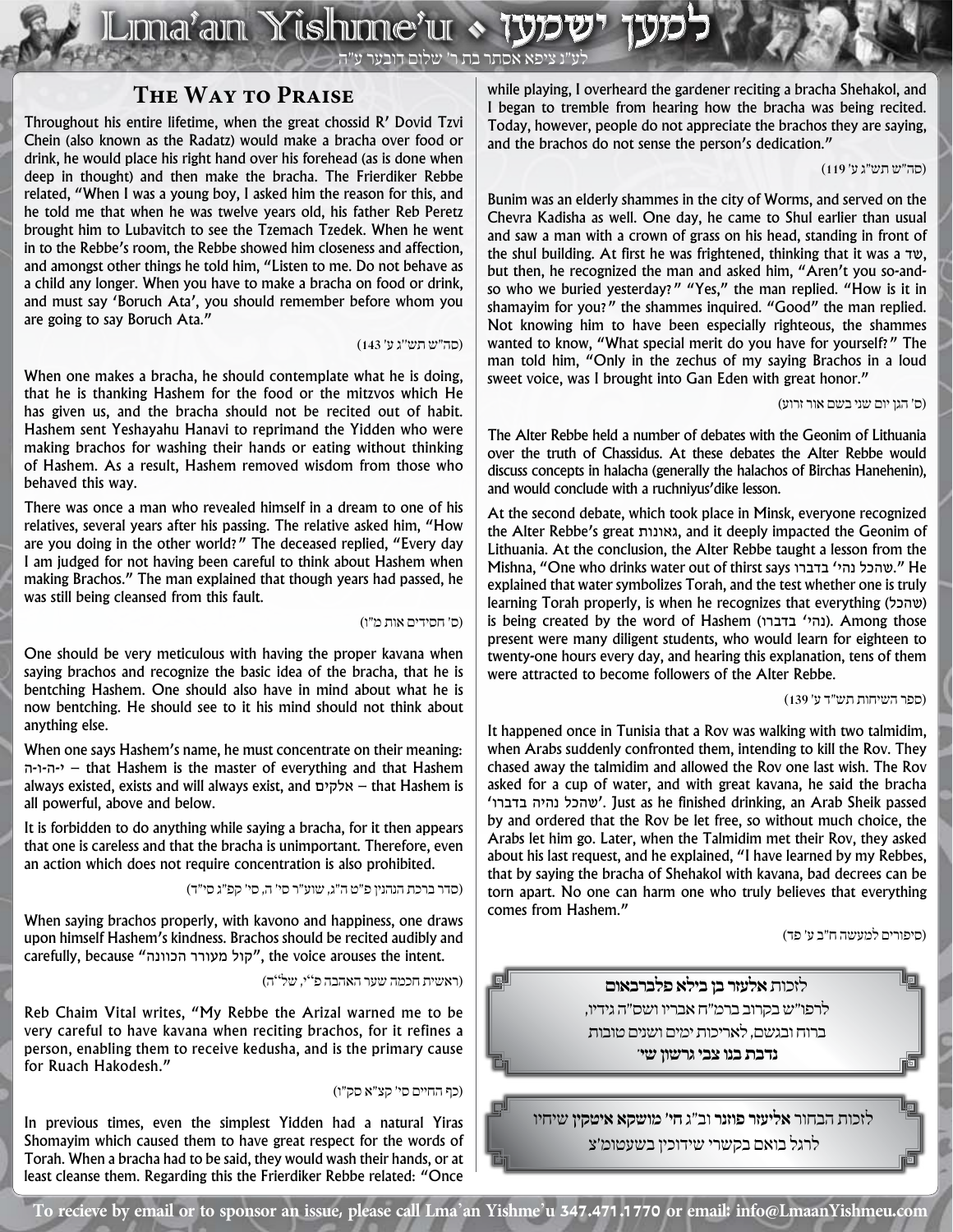# Lma'an Yishme'u • למען ישמעו

לע"נ ציפא אסתר בת ר' שלום דובער ע"ה

## The Way to Praise

Throughout his entire lifetime, when the great chossid R' Dovid Tzvi Chein (also known as the Radatz) would make a bracha over food or drink, he would place his right hand over his forehead (as is done when deep in thought) and then make the bracha. The Frierdiker Rebbe related, "When I was a young boy, I asked him the reason for this, and he told me that when he was twelve years old, his father Reb Peretz brought him to Lubavitch to see the Tzemach Tzedek. When he went in to the Rebbe's room, the Rebbe showed him closeness and affection, and amongst other things he told him, "Listen to me. Do not behave as a child any longer. When you have to make a bracha on food or drink, and must say 'Boruch Ata', you should remember before whom you are going to say Boruch Ata."

(סה"ש תש"ג ע' 143)

When one makes a bracha, he should contemplate what he is doing, that he is thanking Hashem for the food or the mitzvos which He has given us, and the bracha should not be recited out of habit. Hashem sent Yeshayahu Hanavi to reprimand the Yidden who were making brachos for washing their hands or eating without thinking of Hashem. As a result, Hashem removed wisdom from those who behaved this way.

There was once a man who revealed himself in a dream to one of his relatives, several years after his passing. The relative asked him, "How are you doing in the other world?" The deceased replied, "Every day I am judged for not having been careful to think about Hashem when making Brachos." The man explained that though years had passed, he was still being cleansed from this fault.

(ס' חסידים אות מ"ו)

One should be very meticulous with having the proper kavana when saying brachos and recognize the basic idea of the bracha, that he is bentching Hashem. One should also have in mind about what he is now bentching. He should see to it his mind should not think about anything else.

When one says Hashem's name, he must concentrate on their meaning: י-ה-ו-ה – that Hashem is the master of everything and that Hashem always existed, exists and will always exist, and אלקים – that Hashem is all powerful, above and below.

It is forbidden to do anything while saying a bracha, for it then appears that one is careless and that the bracha is unimportant. Therefore, even an action which does not require concentration is also prohibited.

(סדר ברכת הנהנין פ"ט ה"ג, שוע"ר סי' ה, סי' קפ"ג סי"ד)

When saying brachos properly, with kavono and happiness, one draws upon himself Hashem's kindness. Brachos should be recited audibly and carefully, because "קול מעורר הכוונה", the voice arouses the intent.

(ראשית חכמה שער האהבה פ"י, של"ה)

Reb Chaim Vital writes, "My Rebbe the Arizal warned me to be very careful to have kavana when reciting brachos, for it refines a person, enabling them to receive kedusha, and is the primary cause for Ruach Hakodesh."

(כף החיים סי' קצ"א סק"ו)

In previous times, even the simplest Yidden had a natural Yiras Shomayim which caused them to have great respect for the words of Torah. When a bracha had to be said, they would wash their hands, or at least cleanse them. Regarding this the Frierdiker Rebbe related: "Once while playing, I overheard the gardener reciting a bracha Shehakol, and I began to tremble from hearing how the bracha was being recited. Today, however, people do not appreciate the brachos they are saying, and the brachos do not sense the person's dedication."

(סה"ש תש"ג ע' 119)

Bunim was an elderly shammes in the city of Worms, and served on the Chevra Kadisha as well. One day, he came to Shul earlier than usual and saw a man with a crown of grass on his head, standing in front of the shul building. At first he was frightened, thinking that it was a שד, but then, he recognized the man and asked him, "Aren't you so-and-so who we buried yesterday?" "Yes," the man replied. "How is it in shamayim for you?" the shammes inquired. "Good" the man replied. Not knowing him to have been especially righteous, the shammes wanted to know, "What special merit do you have for yourself?" The man told him, "Only in the zechus of my saying Brachos in a loud sweet voice, was I brought into Gan Eden with great honor."

(ס' הגן יום שני בשם אור זרוע)

The Alter Rebbe held a number of debates with the Geonim of Lithuania over the truth of Chassidus. At these debates the Alter Rebbe would discuss concepts in halacha (generally the halachos of Birchas Hanehenin), and would conclude with a ruchniyus'dike lesson.

At the second debate, which took place in Minsk, everyone recognized the Alter Rebbe's great גאונות, and it deeply impacted the Geonim of Lithuania. At the conclusion, the Alter Rebbe taught a lesson from the Mishna, "One who drinks water out of thirst says שהכל נהי' בדברו." He explained that water symbolizes Torah, and the test whether one is truly learning Torah properly, is when he recognizes that everything (שהכל) is being created by the word of Hashem (נהי' בדברו). Among those present were many diligent students, who would learn for eighteen to twenty-one hours every day, and hearing this explanation, tens of them were attracted to become followers of the Alter Rebbe.

(ספר השיחות תש"ד ע' 139)

It happened once in Tunisia that a Rov was walking with two talmidim, when Arabs suddenly confronted them, intending to kill the Rov. They chased away the talmidim and allowed the Rov one last wish. The Rov asked for a cup of water, and with great kavana, he said the bracha 'שהכל נהיה בדברו'. Just as he finished drinking, an Arab Sheik passed by and ordered that the Rov be let free, so without much choice, the Arabs let him go. Later, when the Talmidim met their Rov, they asked about his last request, and he explained, "I have learned by my Rebbes, that by saying the bracha of Shehakol with kavana, bad decrees can be torn apart. No one can harm one who truly believes that everything comes from Hashem."

(סיפורים למעשה ח"ב ע' פד)

לזכות **אלעזר בן בילא פלברבאום**
לרפו"ש בקרוב ברמ"ח אבריו ושס"ה גידיו,
ברוח ובגשם, לאריכות ימים ושנים טובות
**נדבת בנו צבי גרשון שי'**

לזכות הבחור **אליעזר פוזנר** וב"ג **חי' מושקא איטקין** שיחיו
לרגל בואם בקשרי שידוכין בשעטומ"צ

To recieve by email or to sponsor an issue, please call Lma'an Yishme'u 347.471.1770 or email: info@LmaanYishmeu.com